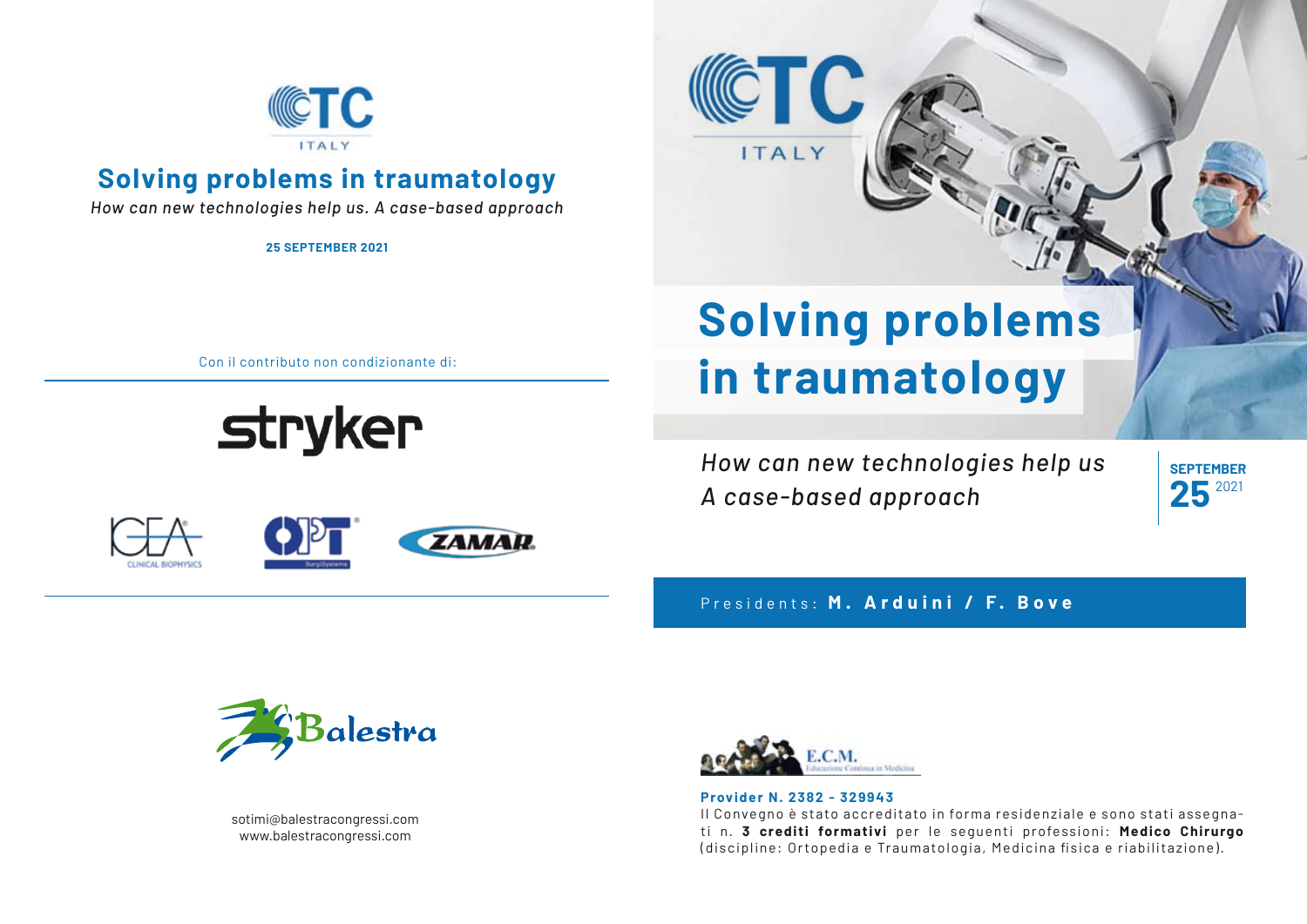CTC ITALY

# Solving problems in traumatology

*How can new technologies help us. A case-based approach*

**25 SEPTEMBER 2021**

Con il contributo non condizionante di:

stryker

IGEA CLINICAL BIOPHYSICS

OPT SurgiSystems

ZAMAR

Balestra

sotimi@balestracongressi.com
www.balestracongressi.com

CTC ITALY

# Solving problems in traumatology

*How can new technologies help us*
*A case-based approach*

**SEPTEMBER 25** 2021

Presidents: **M. Arduini / F. Bove**

E.C.M. Educazione Continua in Medicina

**Provider N. 2382 - 329943**
Il Convegno è stato accreditato in forma residenziale e sono stati assegnati n. **3 crediti formativi** per le seguenti professioni: **Medico Chirurgo** (discipline: Ortopedia e Traumatologia, Medicina fisica e riabilitazione).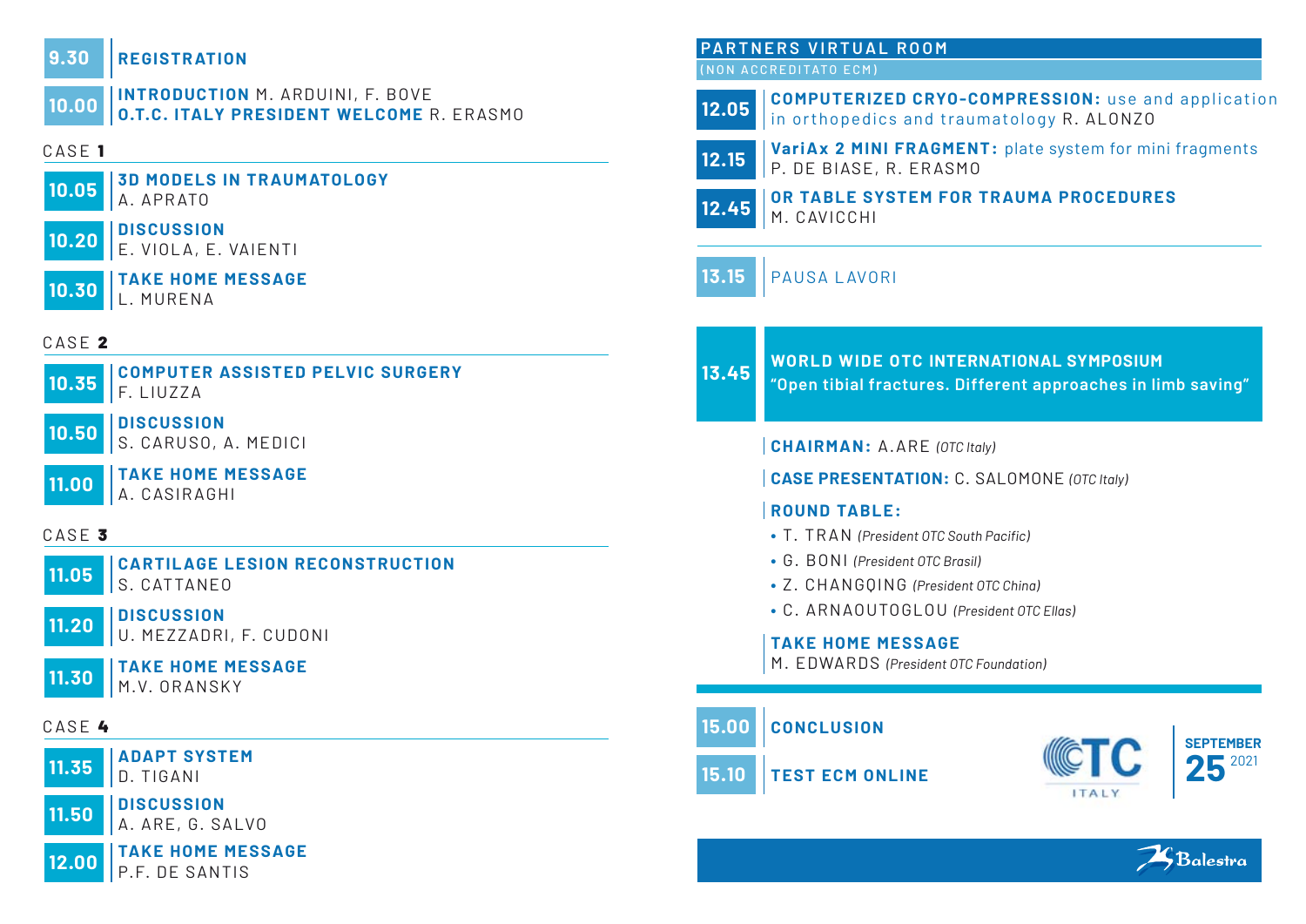**9.30** **REGISTRATION**

**10.00** **INTRODUCTION** M. ARDUINI, F. BOVE
**O.T.C. ITALY PRESIDENT WELCOME** R. ERASMO

## CASE **1**

**10.05** **3D MODELS IN TRAUMATOLOGY**
A. APRATO

**10.20** **DISCUSSION**
E. VIOLA, E. VAIENTI

**10.30** **TAKE HOME MESSAGE**
L. MURENA

## CASE **2**

**10.35** **COMPUTER ASSISTED PELVIC SURGERY**
F. LIUZZA

**10.50** **DISCUSSION**
S. CARUSO, A. MEDICI

**11.00** **TAKE HOME MESSAGE**
A. CASIRAGHI

## CASE **3**

**11.05** **CARTILAGE LESION RECONSTRUCTION**
S. CATTANEO

**11.20** **DISCUSSION**
U. MEZZADRI, F. CUDONI

**11.30** **TAKE HOME MESSAGE**
M.V. ORANSKY

## CASE **4**

**11.35** **ADAPT SYSTEM**
D. TIGANI

**11.50** **DISCUSSION**
A. ARE, G. SALVO

**12.00** **TAKE HOME MESSAGE**
P.F. DE SANTIS

## PARTNERS VIRTUAL ROOM
(NON ACCREDITATO ECM)

**12.05** **COMPUTERIZED CRYO-COMPRESSION:** use and application in orthopedics and traumatology R. ALONZO

**12.15** **VariAx 2 MINI FRAGMENT:** plate system for mini fragments
P. DE BIASE, R. ERASMO

**12.45** **OR TABLE SYSTEM FOR TRAUMA PROCEDURES**
M. CAVICCHI

**13.15** PAUSA LAVORI

**13.45** **WORLD WIDE OTC INTERNATIONAL SYMPOSIUM**
**"Open tibial fractures. Different approaches in limb saving"**

**CHAIRMAN:** A.ARE *(OTC Italy)*

**CASE PRESENTATION:** C. SALOMONE *(OTC Italy)*

**ROUND TABLE:**

- T. TRAN *(President OTC South Pacific)*
- G. BONI *(President OTC Brasil)*
- Z. CHANGQING *(President OTC China)*
- C. ARNAOUTOGLOU *(President OTC Ellas)*

**TAKE HOME MESSAGE**
M. EDWARDS *(President OTC Foundation)*

**15.00** **CONCLUSION**

**15.10** **TEST ECM ONLINE**

OTC ITALY

**SEPTEMBER 25** 2021

Balestra